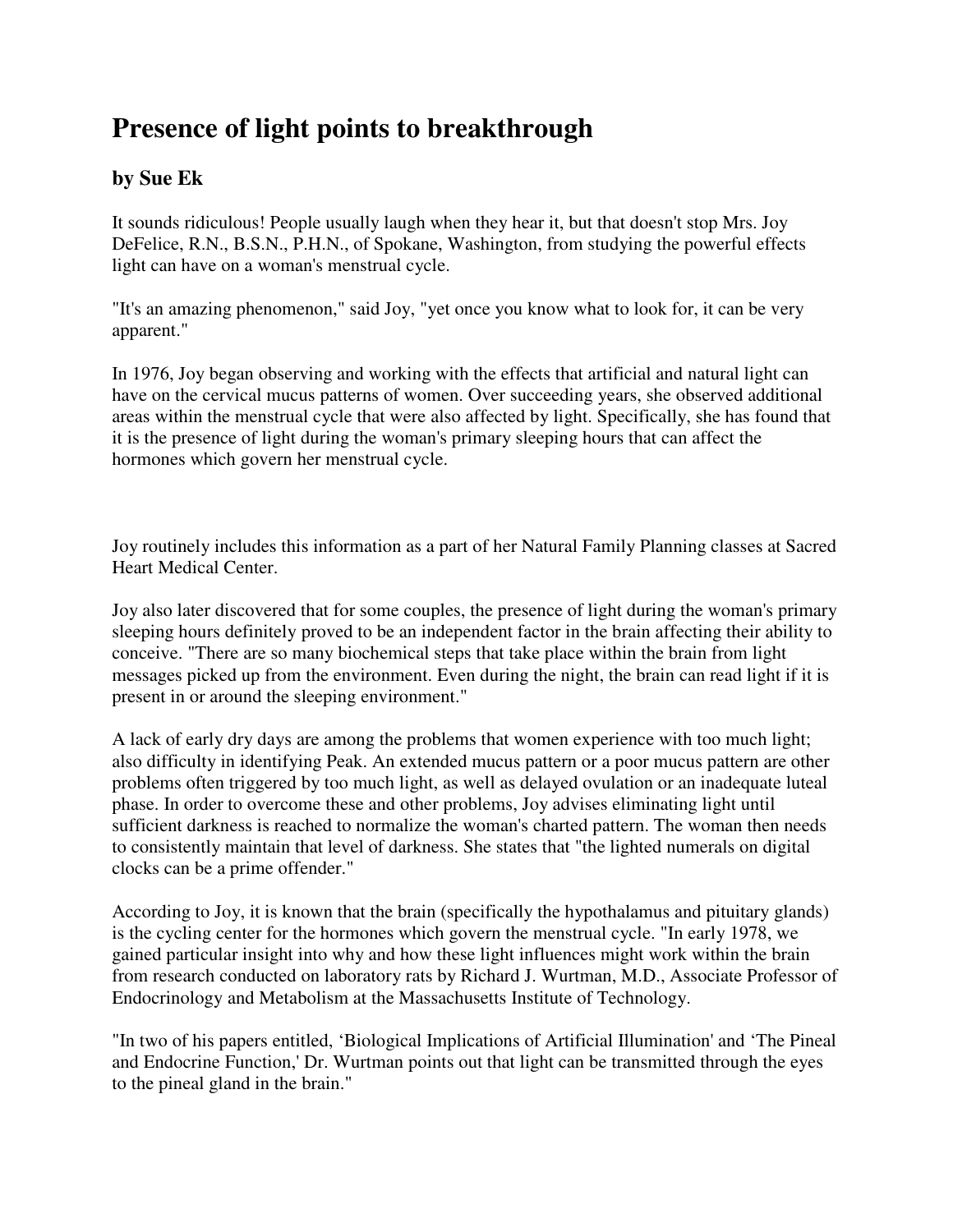# Presence of light points to breakthrough

## by Sue Ek

It sounds ridiculous! People usually laugh when they hear it, but that doesn't stop Mrs. Joy DeFelice, R.N., B.S.N., P.H.N., of Spokane, Washington, from studying the powerful effects light can have on a woman's menstrual cycle.

"It's an amazing phenomenon," said Joy, "yet once you know what to look for, it can be very apparent."

In 1976, Joy began observing and working with the effects that artificial and natural light can have on the cervical mucus patterns of women. Over succeeding years, she observed additional areas within the menstrual cycle that were also affected by light. Specifically, she has found that it is the presence of light during the woman's primary sleeping hours that can affect the hormones which govern her menstrual cycle.

Joy routinely includes this information as a part of her Natural Family Planning classes at Sacred Heart Medical Center.

Joy also later discovered that for some couples, the presence of light during the woman's primary sleeping hours definitely proved to be an independent factor in the brain affecting their ability to conceive. "There are so many biochemical steps that take place within the brain from light messages picked up from the environment. Even during the night, the brain can read light if it is present in or around the sleeping environment."

A lack of early dry days are among the problems that women experience with too much light; also difficulty in identifying Peak. An extended mucus pattern or a poor mucus pattern are other problems often triggered by too much light, as well as delayed ovulation or an inadequate luteal phase. In order to overcome these and other problems, Joy advises eliminating light until sufficient darkness is reached to normalize the woman's charted pattern. The woman then needs to consistently maintain that level of darkness. She states that "the lighted numerals on digital clocks can be a prime offender."

According to Joy, it is known that the brain (specifically the hypothalamus and pituitary glands) is the cycling center for the hormones which govern the menstrual cycle. "In early 1978, we gained particular insight into why and how these light influences might work within the brain from research conducted on laboratory rats by Richard J. Wurtman, M.D., Associate Professor of Endocrinology and Metabolism at the Massachusetts Institute of Technology.

"In two of his papers entitled, 'Biological Implications of Artificial Illumination' and 'The Pineal and Endocrine Function,' Dr. Wurtman points out that light can be transmitted through the eyes to the pineal gland in the brain."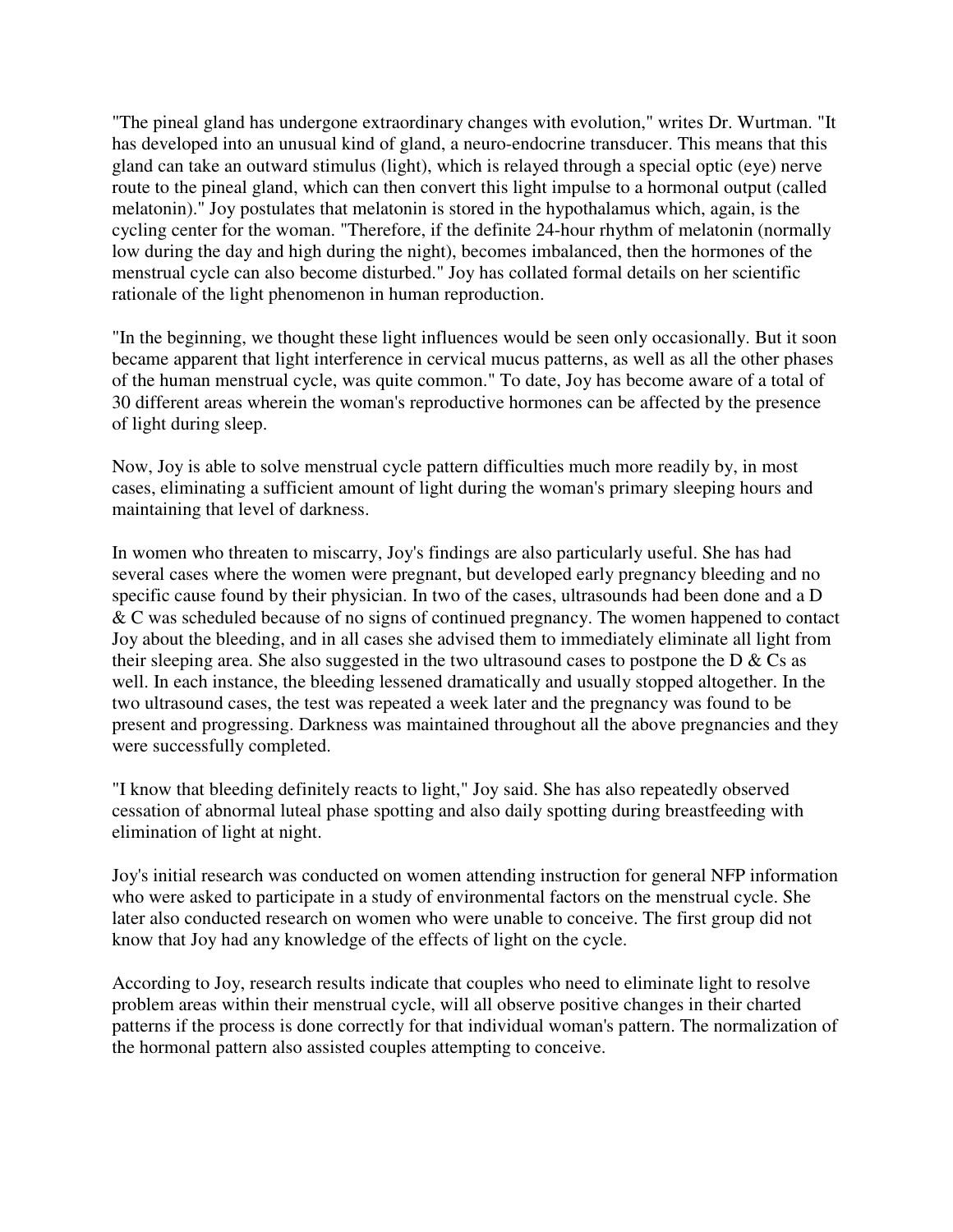"The pineal gland has undergone extraordinary changes with evolution," writes Dr. Wurtman. "It has developed into an unusual kind of gland, a neuro-endocrine transducer. This means that this gland can take an outward stimulus (light), which is relayed through a special optic (eye) nerve route to the pineal gland, which can then convert this light impulse to a hormonal output (called melatonin)." Joy postulates that melatonin is stored in the hypothalamus which, again, is the cycling center for the woman. "Therefore, if the definite 24-hour rhythm of melatonin (normally low during the day and high during the night), becomes imbalanced, then the hormones of the menstrual cycle can also become disturbed." Joy has collated formal details on her scientific rationale of the light phenomenon in human reproduction.

"In the beginning, we thought these light influences would be seen only occasionally. But it soon became apparent that light interference in cervical mucus patterns, as well as all the other phases of the human menstrual cycle, was quite common." To date, Joy has become aware of a total of 30 different areas wherein the woman's reproductive hormones can be affected by the presence of light during sleep.

Now, Joy is able to solve menstrual cycle pattern difficulties much more readily by, in most cases, eliminating a sufficient amount of light during the woman's primary sleeping hours and maintaining that level of darkness.

In women who threaten to miscarry, Joy's findings are also particularly useful. She has had several cases where the women were pregnant, but developed early pregnancy bleeding and no specific cause found by their physician. In two of the cases, ultrasounds had been done and a D & C was scheduled because of no signs of continued pregnancy. The women happened to contact Joy about the bleeding, and in all cases she advised them to immediately eliminate all light from their sleeping area. She also suggested in the two ultrasound cases to postpone the D & Cs as well. In each instance, the bleeding lessened dramatically and usually stopped altogether. In the two ultrasound cases, the test was repeated a week later and the pregnancy was found to be present and progressing. Darkness was maintained throughout all the above pregnancies and they were successfully completed.

"I know that bleeding definitely reacts to light," Joy said. She has also repeatedly observed cessation of abnormal luteal phase spotting and also daily spotting during breastfeeding with elimination of light at night.

Joy's initial research was conducted on women attending instruction for general NFP information who were asked to participate in a study of environmental factors on the menstrual cycle. She later also conducted research on women who were unable to conceive. The first group did not know that Joy had any knowledge of the effects of light on the cycle.

According to Joy, research results indicate that couples who need to eliminate light to resolve problem areas within their menstrual cycle, will all observe positive changes in their charted patterns if the process is done correctly for that individual woman's pattern. The normalization of the hormonal pattern also assisted couples attempting to conceive.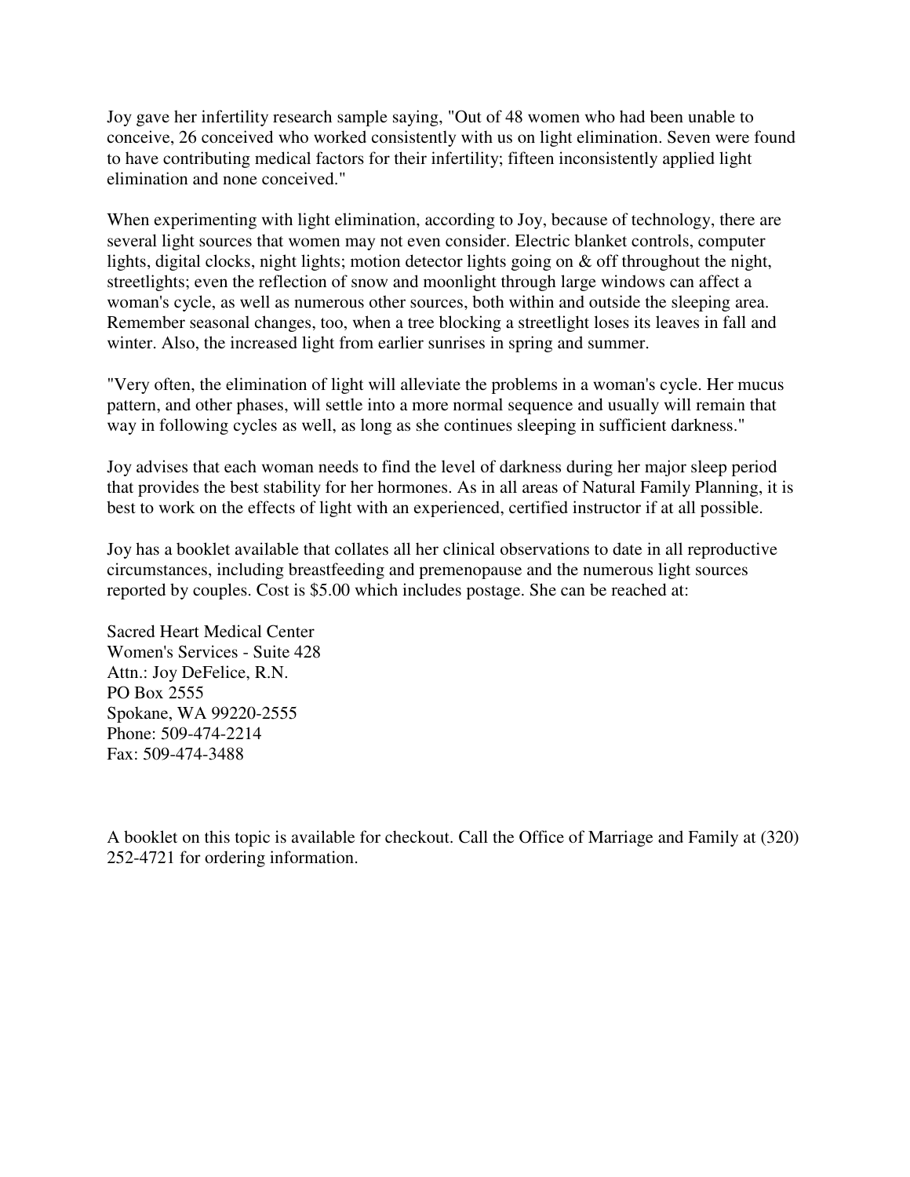Joy gave her infertility research sample saying, "Out of 48 women who had been unable to conceive, 26 conceived who worked consistently with us on light elimination. Seven were found to have contributing medical factors for their infertility; fifteen inconsistently applied light elimination and none conceived."

When experimenting with light elimination, according to Joy, because of technology, there are several light sources that women may not even consider. Electric blanket controls, computer lights, digital clocks, night lights; motion detector lights going on & off throughout the night, streetlights; even the reflection of snow and moonlight through large windows can affect a woman's cycle, as well as numerous other sources, both within and outside the sleeping area. Remember seasonal changes, too, when a tree blocking a streetlight loses its leaves in fall and winter. Also, the increased light from earlier sunrises in spring and summer.

"Very often, the elimination of light will alleviate the problems in a woman's cycle. Her mucus pattern, and other phases, will settle into a more normal sequence and usually will remain that way in following cycles as well, as long as she continues sleeping in sufficient darkness."

Joy advises that each woman needs to find the level of darkness during her major sleep period that provides the best stability for her hormones. As in all areas of Natural Family Planning, it is best to work on the effects of light with an experienced, certified instructor if at all possible.

Joy has a booklet available that collates all her clinical observations to date in all reproductive circumstances, including breastfeeding and premenopause and the numerous light sources reported by couples. Cost is $5.00 which includes postage. She can be reached at:

Sacred Heart Medical Center
Women's Services - Suite 428
Attn.: Joy DeFelice, R.N.
PO Box 2555
Spokane, WA 99220-2555
Phone: 509-474-2214
Fax: 509-474-3488

A booklet on this topic is available for checkout. Call the Office of Marriage and Family at (320) 252-4721 for ordering information.